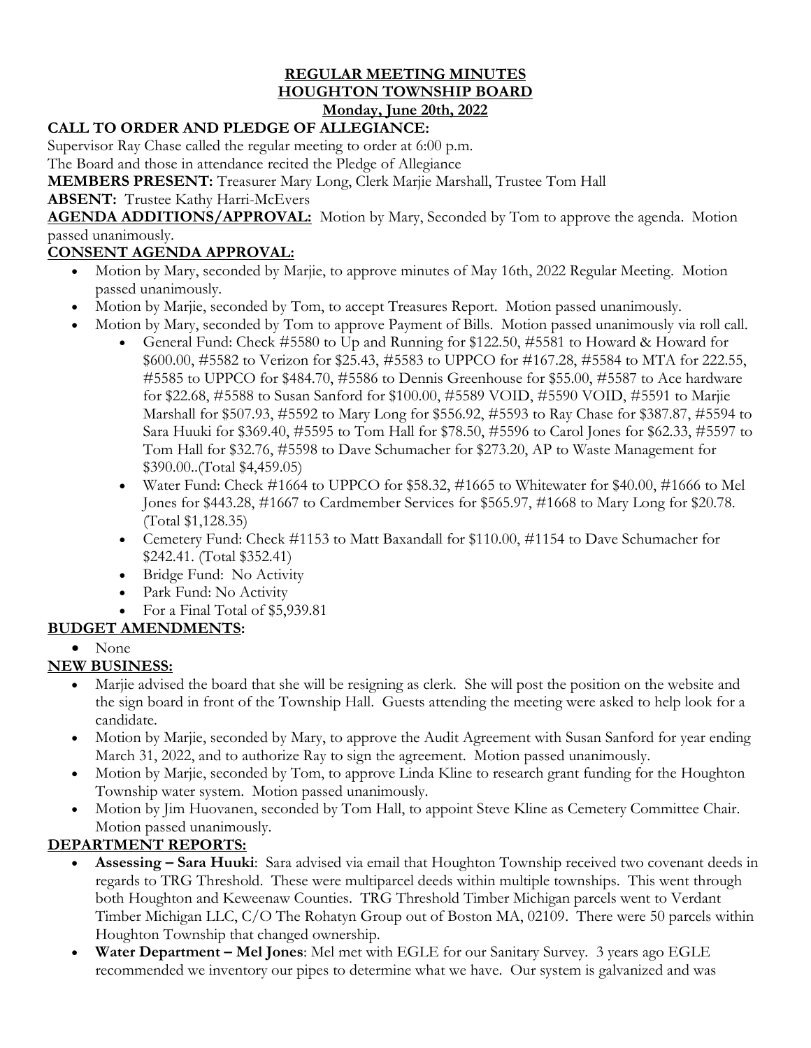# REGULAR MEETING MINUTES
# HOUGHTON TOWNSHIP BOARD
## Monday, June 20th, 2022

**CALL TO ORDER AND PLEDGE OF ALLEGIANCE:**

Supervisor Ray Chase called the regular meeting to order at 6:00 p.m.

The Board and those in attendance recited the Pledge of Allegiance

**MEMBERS PRESENT:** Treasurer Mary Long, Clerk Marjie Marshall, Trustee Tom Hall

**ABSENT:** Trustee Kathy Harri-McEvers

**AGENDA ADDITIONS/APPROVAL:** Motion by Mary, Seconded by Tom to approve the agenda. Motion passed unanimously.

**CONSENT AGENDA APPROVAL:**

- Motion by Mary, seconded by Marjie, to approve minutes of May 16th, 2022 Regular Meeting. Motion passed unanimously.
- Motion by Marjie, seconded by Tom, to accept Treasures Report. Motion passed unanimously.
- Motion by Mary, seconded by Tom to approve Payment of Bills. Motion passed unanimously via roll call.
    - General Fund: Check #5580 to Up and Running for $122.50, #5581 to Howard & Howard for $600.00, #5582 to Verizon for $25.43, #5583 to UPPCO for #167.28, #5584 to MTA for 222.55, #5585 to UPPCO for $484.70, #5586 to Dennis Greenhouse for $55.00, #5587 to Ace hardware for $22.68, #5588 to Susan Sanford for $100.00, #5589 VOID, #5590 VOID, #5591 to Marjie Marshall for $507.93, #5592 to Mary Long for $556.92, #5593 to Ray Chase for $387.87, #5594 to Sara Huuki for $369.40, #5595 to Tom Hall for $78.50, #5596 to Carol Jones for $62.33, #5597 to Tom Hall for $32.76, #5598 to Dave Schumacher for $273.20, AP to Waste Management for $390.00..(Total $4,459.05)
    - Water Fund: Check #1664 to UPPCO for $58.32, #1665 to Whitewater for $40.00, #1666 to Mel Jones for $443.28, #1667 to Cardmember Services for $565.97, #1668 to Mary Long for $20.78. (Total $1,128.35)
    - Cemetery Fund: Check #1153 to Matt Baxandall for $110.00, #1154 to Dave Schumacher for $242.41. (Total $352.41)
    - Bridge Fund: No Activity
    - Park Fund: No Activity
    - For a Final Total of $5,939.81

**BUDGET AMENDMENTS:**

- None

**NEW BUSINESS:**

- Marjie advised the board that she will be resigning as clerk. She will post the position on the website and the sign board in front of the Township Hall. Guests attending the meeting were asked to help look for a candidate.
- Motion by Marjie, seconded by Mary, to approve the Audit Agreement with Susan Sanford for year ending March 31, 2022, and to authorize Ray to sign the agreement. Motion passed unanimously.
- Motion by Marjie, seconded by Tom, to approve Linda Kline to research grant funding for the Houghton Township water system. Motion passed unanimously.
- Motion by Jim Huovanen, seconded by Tom Hall, to appoint Steve Kline as Cemetery Committee Chair. Motion passed unanimously.

**DEPARTMENT REPORTS:**

- **Assessing – Sara Huuki**: Sara advised via email that Houghton Township received two covenant deeds in regards to TRG Threshold. These were multiparcel deeds within multiple townships. This went through both Houghton and Keweenaw Counties. TRG Threshold Timber Michigan parcels went to Verdant Timber Michigan LLC, C/O The Rohatyn Group out of Boston MA, 02109. There were 50 parcels within Houghton Township that changed ownership.
- **Water Department – Mel Jones**: Mel met with EGLE for our Sanitary Survey. 3 years ago EGLE recommended we inventory our pipes to determine what we have. Our system is galvanized and was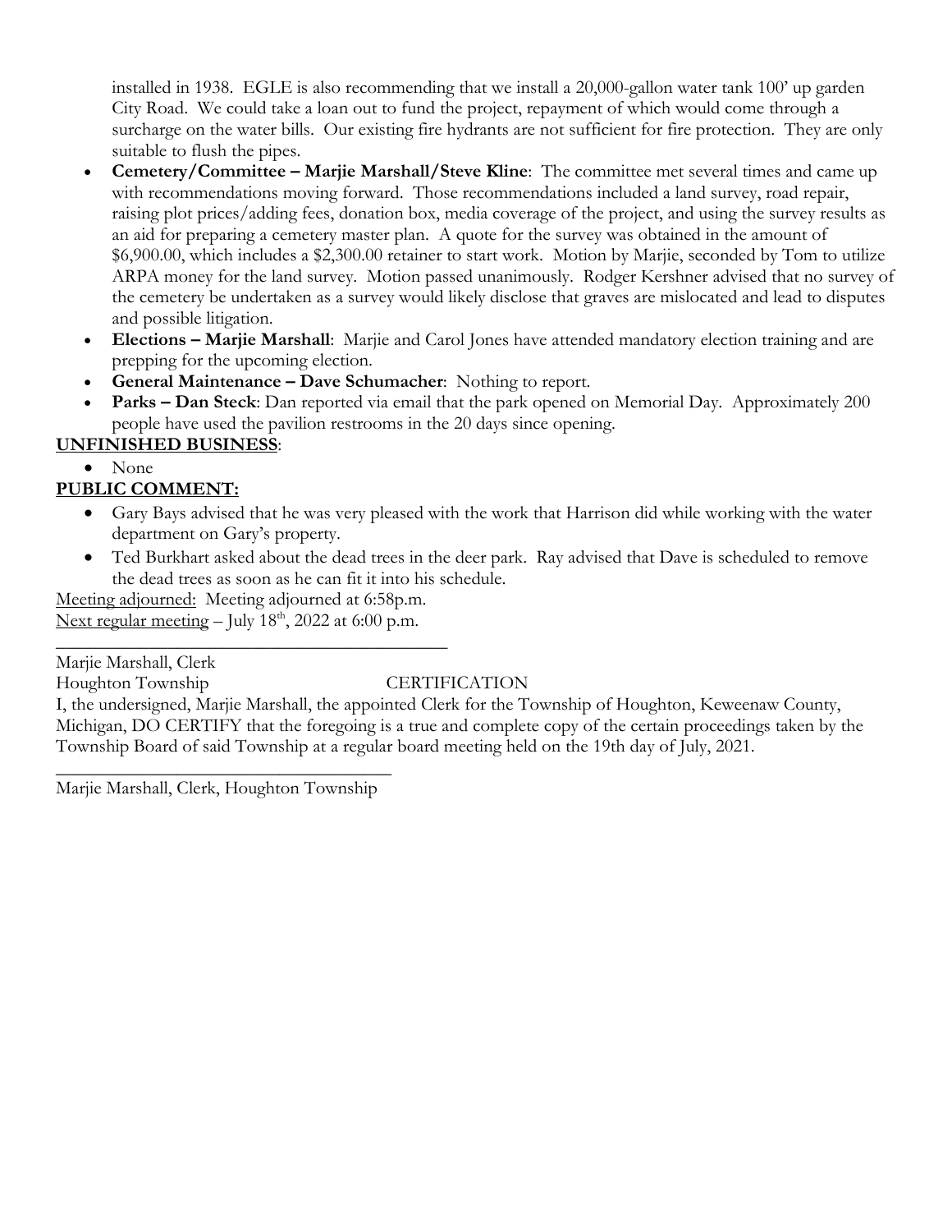installed in 1938. EGLE is also recommending that we install a 20,000-gallon water tank 100' up garden City Road. We could take a loan out to fund the project, repayment of which would come through a surcharge on the water bills. Our existing fire hydrants are not sufficient for fire protection. They are only suitable to flush the pipes.

- **Cemetery/Committee – Marjie Marshall/Steve Kline**: The committee met several times and came up with recommendations moving forward. Those recommendations included a land survey, road repair, raising plot prices/adding fees, donation box, media coverage of the project, and using the survey results as an aid for preparing a cemetery master plan. A quote for the survey was obtained in the amount of $6,900.00, which includes a $2,300.00 retainer to start work. Motion by Marjie, seconded by Tom to utilize ARPA money for the land survey. Motion passed unanimously. Rodger Kershner advised that no survey of the cemetery be undertaken as a survey would likely disclose that graves are mislocated and lead to disputes and possible litigation.
- **Elections – Marjie Marshall**: Marjie and Carol Jones have attended mandatory election training and are prepping for the upcoming election.
- **General Maintenance – Dave Schumacher**: Nothing to report.
- **Parks – Dan Steck**: Dan reported via email that the park opened on Memorial Day. Approximately 200 people have used the pavilion restrooms in the 20 days since opening.

**UNFINISHED BUSINESS**:

- None

**PUBLIC COMMENT:**

- Gary Bays advised that he was very pleased with the work that Harrison did while working with the water department on Gary's property.
- Ted Burkhart asked about the dead trees in the deer park. Ray advised that Dave is scheduled to remove the dead trees as soon as he can fit it into his schedule.

Meeting adjourned: Meeting adjourned at 6:58p.m.
Next regular meeting – July 18th, 2022 at 6:00 p.m.

\_\_\_\_\_\_\_\_\_\_\_\_\_\_\_\_\_\_\_\_\_\_\_\_\_\_\_\_\_\_\_\_\_\_\_\_\_\_\_\_
Marjie Marshall, Clerk
Houghton Township

CERTIFICATION

I, the undersigned, Marjie Marshall, the appointed Clerk for the Township of Houghton, Keweenaw County, Michigan, DO CERTIFY that the foregoing is a true and complete copy of the certain proceedings taken by the Township Board of said Township at a regular board meeting held on the 19th day of July, 2021.

\_\_\_\_\_\_\_\_\_\_\_\_\_\_\_\_\_\_\_\_\_\_\_\_\_\_\_\_\_\_\_\_\_\_\_\_\_\_\_\_
Marjie Marshall, Clerk, Houghton Township